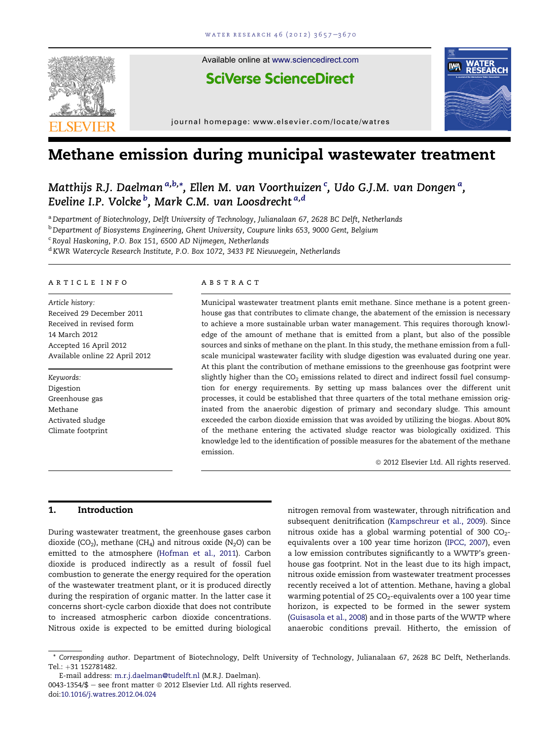# Methane emission during municipal wastewater treatment

Matthijs R.J. Daelman [a,b,*], Ellen M. van Voorthuizen [c], Udo G.J.M. van Dongen [a], Eveline I.P. Volcke [b], Mark C.M. van Loosdrecht [a,d]

[a] Department of Biotechnology, Delft University of Technology, Julianalaan 67, 2628 BC Delft, Netherlands
[b] Department of Biosystems Engineering, Ghent University, Coupure links 653, 9000 Gent, Belgium
[c] Royal Haskoning, P.O. Box 151, 6500 AD Nijmegen, Netherlands
[d] KWR Watercycle Research Institute, P.O. Box 1072, 3433 PE Nieuwegein, Netherlands

**ARTICLE INFO**

*Article history:*
Received 29 December 2011
Received in revised form 14 March 2012
Accepted 16 April 2012
Available online 22 April 2012

*Keywords:*
Digestion
Greenhouse gas
Methane
Activated sludge
Climate footprint

**ABSTRACT**

Municipal wastewater treatment plants emit methane. Since methane is a potent greenhouse gas that contributes to climate change, the abatement of the emission is necessary to achieve a more sustainable urban water management. This requires thorough knowledge of the amount of methane that is emitted from a plant, but also of the possible sources and sinks of methane on the plant. In this study, the methane emission from a full-scale municipal wastewater facility with sludge digestion was evaluated during one year. At this plant the contribution of methane emissions to the greenhouse gas footprint were slightly higher than the $CO_2$ emissions related to direct and indirect fossil fuel consumption for energy requirements. By setting up mass balances over the different unit processes, it could be established that three quarters of the total methane emission originated from the anaerobic digestion of primary and secondary sludge. This amount exceeded the carbon dioxide emission that was avoided by utilizing the biogas. About 80% of the methane entering the activated sludge reactor was biologically oxidized. This knowledge led to the identification of possible measures for the abatement of the methane emission.

© 2012 Elsevier Ltd. All rights reserved.

## 1. Introduction

During wastewater treatment, the greenhouse gases carbon dioxide ($CO_2$), methane ($CH_4$) and nitrous oxide ($N_2O$) can be emitted to the atmosphere (Hofman et al., 2011). Carbon dioxide is produced indirectly as a result of fossil fuel combustion to generate the energy required for the operation of the wastewater treatment plant, or it is produced directly during the respiration of organic matter. In the latter case it concerns short-cycle carbon dioxide that does not contribute to increased atmospheric carbon dioxide concentrations. Nitrous oxide is expected to be emitted during biological nitrogen removal from wastewater, through nitrification and subsequent denitrification (Kampschreur et al., 2009). Since nitrous oxide has a global warming potential of 300 $CO_2$-equivalents over a 100 year time horizon (IPCC, 2007), even a low emission contributes significantly to a WWTP's greenhouse gas footprint. Not in the least due to its high impact, nitrous oxide emission from wastewater treatment processes recently received a lot of attention. Methane, having a global warming potential of 25 $CO_2$-equivalents over a 100 year time horizon, is expected to be formed in the sewer system (Guisasola et al., 2008) and in those parts of the WWTP where anaerobic conditions prevail. Hitherto, the emission of

\* Corresponding author. Department of Biotechnology, Delft University of Technology, Julianalaan 67, 2628 BC Delft, Netherlands. Tel.: +31 152781482.
E-mail address: m.r.j.daelman@tudelft.nl (M.R.J. Daelman).
0043-1354/$ – see front matter © 2012 Elsevier Ltd. All rights reserved.
doi:10.1016/j.watres.2012.04.024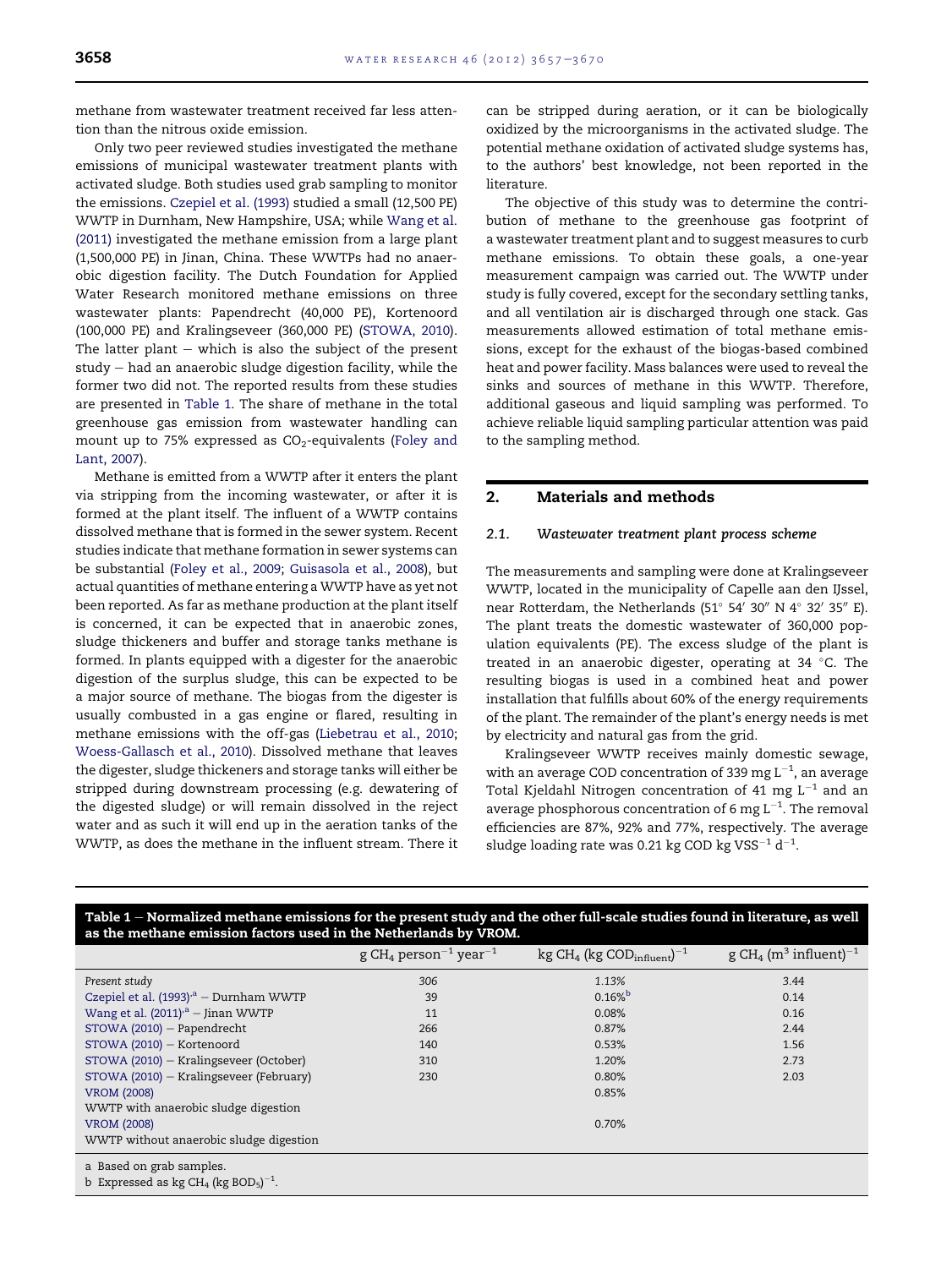methane from wastewater treatment received far less attention than the nitrous oxide emission.

Only two peer reviewed studies investigated the methane emissions of municipal wastewater treatment plants with activated sludge. Both studies used grab sampling to monitor the emissions. Czepiel et al. (1993) studied a small (12,500 PE) WWTP in Durnham, New Hampshire, USA; while Wang et al. (2011) investigated the methane emission from a large plant (1,500,000 PE) in Jinan, China. These WWTPs had no anaerobic digestion facility. The Dutch Foundation for Applied Water Research monitored methane emissions on three wastewater plants: Papendrecht (40,000 PE), Kortenoord (100,000 PE) and Kralingseveer (360,000 PE) (STOWA, 2010). The latter plant – which is also the subject of the present study – had an anaerobic sludge digestion facility, while the former two did not. The reported results from these studies are presented in Table 1. The share of methane in the total greenhouse gas emission from wastewater handling can mount up to 75% expressed as $CO_2$-equivalents (Foley and Lant, 2007).

Methane is emitted from a WWTP after it enters the plant via stripping from the incoming wastewater, or after it is formed at the plant itself. The influent of a WWTP contains dissolved methane that is formed in the sewer system. Recent studies indicate that methane formation in sewer systems can be substantial (Foley et al., 2009; Guisasola et al., 2008), but actual quantities of methane entering a WWTP have as yet not been reported. As far as methane production at the plant itself is concerned, it can be expected that in anaerobic zones, sludge thickeners and buffer and storage tanks methane is formed. In plants equipped with a digester for the anaerobic digestion of the surplus sludge, this can be expected to be a major source of methane. The biogas from the digester is usually combusted in a gas engine or flared, resulting in methane emissions with the off-gas (Liebetrau et al., 2010; Woess-Gallasch et al., 2010). Dissolved methane that leaves the digester, sludge thickeners and storage tanks will either be stripped during downstream processing (e.g. dewatering of the digested sludge) or will remain dissolved in the reject water and as such it will end up in the aeration tanks of the WWTP, as does the methane in the influent stream. There it can be stripped during aeration, or it can be biologically oxidized by the microorganisms in the activated sludge. The potential methane oxidation of activated sludge systems has, to the authors' best knowledge, not been reported in the literature.

The objective of this study was to determine the contribution of methane to the greenhouse gas footprint of a wastewater treatment plant and to suggest measures to curb methane emissions. To obtain these goals, a one-year measurement campaign was carried out. The WWTP under study is fully covered, except for the secondary settling tanks, and all ventilation air is discharged through one stack. Gas measurements allowed estimation of total methane emissions, except for the exhaust of the biogas-based combined heat and power facility. Mass balances were used to reveal the sinks and sources of methane in this WWTP. Therefore, additional gaseous and liquid sampling was performed. To achieve reliable liquid sampling particular attention was paid to the sampling method.

## 2. Materials and methods

### 2.1. Wastewater treatment plant process scheme

The measurements and sampling were done at Kralingseveer WWTP, located in the municipality of Capelle aan den IJssel, near Rotterdam, the Netherlands (51° 54′ 30″ N 4° 32′ 35″ E). The plant treats the domestic wastewater of 360,000 population equivalents (PE). The excess sludge of the plant is treated in an anaerobic digester, operating at 34 °C. The resulting biogas is used in a combined heat and power installation that fulfills about 60% of the energy requirements of the plant. The remainder of the plant's energy needs is met by electricity and natural gas from the grid.

Kralingseveer WWTP receives mainly domestic sewage, with an average COD concentration of 339 mg $L^{-1}$, an average Total Kjeldahl Nitrogen concentration of 41 mg $L^{-1}$ and an average phosphorous concentration of 6 mg $L^{-1}$. The removal efficiencies are 87%, 92% and 77%, respectively. The average sludge loading rate was 0.21 kg COD kg $VSS^{-1}$ $d^{-1}$.

**Table 1 – Normalized methane emissions for the present study and the other full-scale studies found in literature, as well as the methane emission factors used in the Netherlands by VROM.**

| | g $CH_4$ $person^{-1}$ $year^{-1}$ | kg $CH_4$ $(kg\ COD_{influent})^{-1}$ | g $CH_4$ $(m^3\ influent)^{-1}$ |
|---|---|---|---|
| Present study | 306 | 1.13% | 3.44 |
| Czepiel et al. (1993)[a] – Durnham WWTP | 39 | 0.16%[b] | 0.14 |
| Wang et al. (2011)[a] – Jinan WWTP | 11 | 0.08% | 0.16 |
| STOWA (2010) – Papendrecht | 266 | 0.87% | 2.44 |
| STOWA (2010) – Kortenoord | 140 | 0.53% | 1.56 |
| STOWA (2010) – Kralingseveer (October) | 310 | 1.20% | 2.73 |
| STOWA (2010) – Kralingseveer (February) | 230 | 0.80% | 2.03 |
| VROM (2008) WWTP with anaerobic sludge digestion | | 0.85% | |
| VROM (2008) WWTP without anaerobic sludge digestion | | 0.70% | |

a Based on grab samples.
b Expressed as kg $CH_4$ $(kg\ BOD_5)^{-1}$.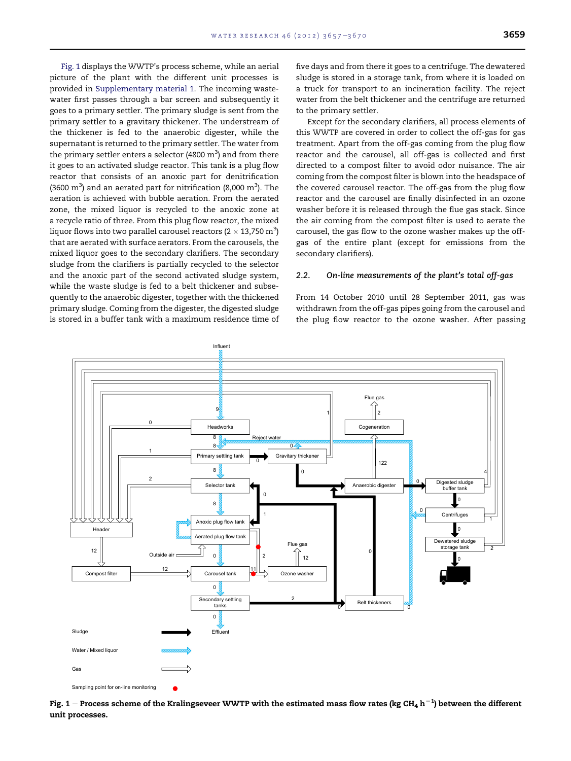Fig. 1 displays the WWTP's process scheme, while an aerial picture of the plant with the different unit processes is provided in Supplementary material 1. The incoming wastewater first passes through a bar screen and subsequently it goes to a primary settler. The primary sludge is sent from the primary settler to a gravitary thickener. The understream of the thickener is fed to the anaerobic digester, while the supernatant is returned to the primary settler. The water from the primary settler enters a selector (4800 $m^3$) and from there it goes to an activated sludge reactor. This tank is a plug flow reactor that consists of an anoxic part for denitrification (3600 $m^3$) and an aerated part for nitrification (8,000 $m^3$). The aeration is achieved with bubble aeration. From the aerated zone, the mixed liquor is recycled to the anoxic zone at a recycle ratio of three. From this plug flow reactor, the mixed liquor flows into two parallel carousel reactors ($2 \times 13{,}750$ $m^3$) that are aerated with surface aerators. From the carousels, the mixed liquor goes to the secondary clarifiers. The secondary sludge from the clarifiers is partially recycled to the selector and the anoxic part of the second activated sludge system, while the waste sludge is fed to a belt thickener and subsequently to the anaerobic digester, together with the thickened primary sludge. Coming from the digester, the digested sludge is stored in a buffer tank with a maximum residence time of five days and from there it goes to a centrifuge. The dewatered sludge is stored in a storage tank, from where it is loaded on a truck for transport to an incineration facility. The reject water from the belt thickener and the centrifuge are returned to the primary settler.

Except for the secondary clarifiers, all process elements of this WWTP are covered in order to collect the off-gas for gas treatment. Apart from the off-gas coming from the plug flow reactor and the carousel, all off-gas is collected and first directed to a compost filter to avoid odor nuisance. The air coming from the compost filter is blown into the headspace of the covered carousel reactor. The off-gas from the plug flow reactor and the carousel are finally disinfected in an ozone washer before it is released through the flue gas stack. Since the air coming from the compost filter is used to aerate the carousel, the gas flow to the ozone washer makes up the off-gas of the entire plant (except for emissions from the secondary clarifiers).

### 2.2. *On-line measurements of the plant's total off-gas*

From 14 October 2010 until 28 September 2011, gas was withdrawn from the off-gas pipes going from the carousel and the plug flow reactor to the ozone washer. After passing

**Fig. 1 – Process scheme of the Kralingseveer WWTP with the estimated mass flow rates (kg $CH_4$ $h^{-1}$) between the different unit processes.**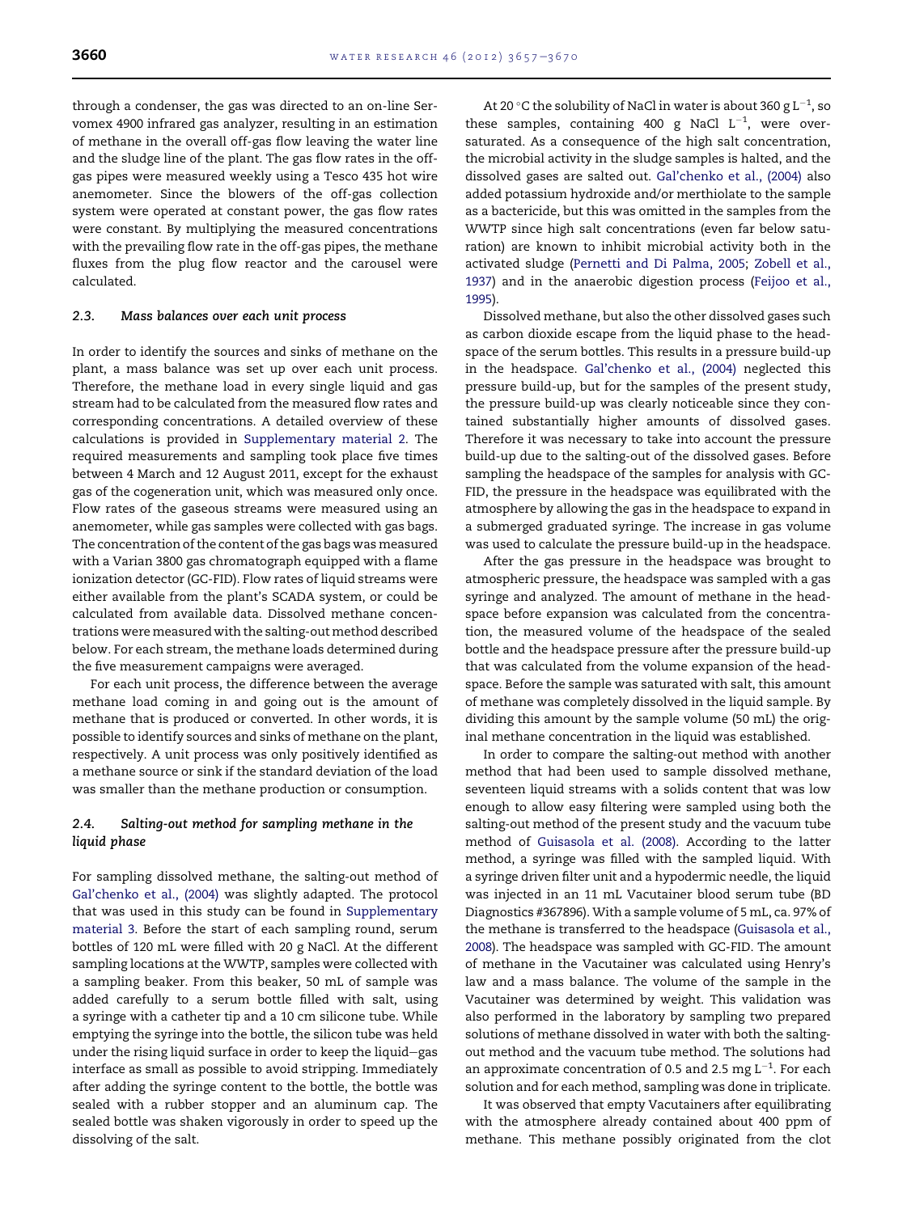through a condenser, the gas was directed to an on-line Servomex 4900 infrared gas analyzer, resulting in an estimation of methane in the overall off-gas flow leaving the water line and the sludge line of the plant. The gas flow rates in the off-gas pipes were measured weekly using a Tesco 435 hot wire anemometer. Since the blowers of the off-gas collection system were operated at constant power, the gas flow rates were constant. By multiplying the measured concentrations with the prevailing flow rate in the off-gas pipes, the methane fluxes from the plug flow reactor and the carousel were calculated.

### 2.3. Mass balances over each unit process

In order to identify the sources and sinks of methane on the plant, a mass balance was set up over each unit process. Therefore, the methane load in every single liquid and gas stream had to be calculated from the measured flow rates and corresponding concentrations. A detailed overview of these calculations is provided in Supplementary material 2. The required measurements and sampling took place five times between 4 March and 12 August 2011, except for the exhaust gas of the cogeneration unit, which was measured only once. Flow rates of the gaseous streams were measured using an anemometer, while gas samples were collected with gas bags. The concentration of the content of the gas bags was measured with a Varian 3800 gas chromatograph equipped with a flame ionization detector (GC-FID). Flow rates of liquid streams were either available from the plant's SCADA system, or could be calculated from available data. Dissolved methane concentrations were measured with the salting-out method described below. For each stream, the methane loads determined during the five measurement campaigns were averaged.

For each unit process, the difference between the average methane load coming in and going out is the amount of methane that is produced or converted. In other words, it is possible to identify sources and sinks of methane on the plant, respectively. A unit process was only positively identified as a methane source or sink if the standard deviation of the load was smaller than the methane production or consumption.

### 2.4. Salting-out method for sampling methane in the liquid phase

For sampling dissolved methane, the salting-out method of Gal'chenko et al., (2004) was slightly adapted. The protocol that was used in this study can be found in Supplementary material 3. Before the start of each sampling round, serum bottles of 120 mL were filled with 20 g NaCl. At the different sampling locations at the WWTP, samples were collected with a sampling beaker. From this beaker, 50 mL of sample was added carefully to a serum bottle filled with salt, using a syringe with a catheter tip and a 10 cm silicone tube. While emptying the syringe into the bottle, the silicon tube was held under the rising liquid surface in order to keep the liquid–gas interface as small as possible to avoid stripping. Immediately after adding the syringe content to the bottle, the bottle was sealed with a rubber stopper and an aluminum cap. The sealed bottle was shaken vigorously in order to speed up the dissolving of the salt.

At 20 °C the solubility of NaCl in water is about 360 g $L^{-1}$, so these samples, containing 400 g NaCl $L^{-1}$, were oversaturated. As a consequence of the high salt concentration, the microbial activity in the sludge samples is halted, and the dissolved gases are salted out. Gal'chenko et al., (2004) also added potassium hydroxide and/or merthiolate to the sample as a bactericide, but this was omitted in the samples from the WWTP since high salt concentrations (even far below saturation) are known to inhibit microbial activity both in the activated sludge (Pernetti and Di Palma, 2005; Zobell et al., 1937) and in the anaerobic digestion process (Feijoo et al., 1995).

Dissolved methane, but also the other dissolved gases such as carbon dioxide escape from the liquid phase to the headspace of the serum bottles. This results in a pressure build-up in the headspace. Gal'chenko et al., (2004) neglected this pressure build-up, but for the samples of the present study, the pressure build-up was clearly noticeable since they contained substantially higher amounts of dissolved gases. Therefore it was necessary to take into account the pressure build-up due to the salting-out of the dissolved gases. Before sampling the headspace of the samples for analysis with GC-FID, the pressure in the headspace was equilibrated with the atmosphere by allowing the gas in the headspace to expand in a submerged graduated syringe. The increase in gas volume was used to calculate the pressure build-up in the headspace.

After the gas pressure in the headspace was brought to atmospheric pressure, the headspace was sampled with a gas syringe and analyzed. The amount of methane in the headspace before expansion was calculated from the concentration, the measured volume of the headspace of the sealed bottle and the headspace pressure after the pressure build-up that was calculated from the volume expansion of the headspace. Before the sample was saturated with salt, this amount of methane was completely dissolved in the liquid sample. By dividing this amount by the sample volume (50 mL) the original methane concentration in the liquid was established.

In order to compare the salting-out method with another method that had been used to sample dissolved methane, seventeen liquid streams with a solids content that was low enough to allow easy filtering were sampled using both the salting-out method of the present study and the vacuum tube method of Guisasola et al. (2008). According to the latter method, a syringe was filled with the sampled liquid. With a syringe driven filter unit and a hypodermic needle, the liquid was injected in an 11 mL Vacutainer blood serum tube (BD Diagnostics #367896). With a sample volume of 5 mL, ca. 97% of the methane is transferred to the headspace (Guisasola et al., 2008). The headspace was sampled with GC-FID. The amount of methane in the Vacutainer was calculated using Henry's law and a mass balance. The volume of the sample in the Vacutainer was determined by weight. This validation was also performed in the laboratory by sampling two prepared solutions of methane dissolved in water with both the salting-out method and the vacuum tube method. The solutions had an approximate concentration of 0.5 and 2.5 mg $L^{-1}$. For each solution and for each method, sampling was done in triplicate.

It was observed that empty Vacutainers after equilibrating with the atmosphere already contained about 400 ppm of methane. This methane possibly originated from the clot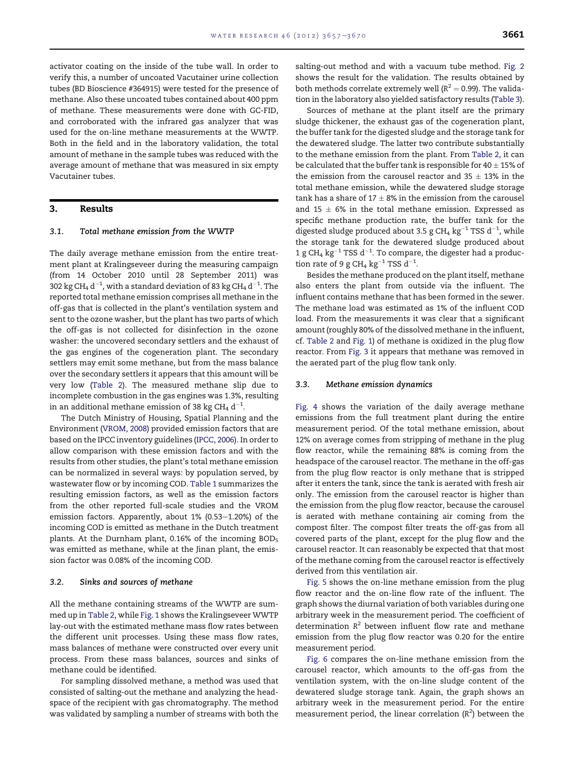activator coating on the inside of the tube wall. In order to verify this, a number of uncoated Vacutainer urine collection tubes (BD Bioscience #364915) were tested for the presence of methane. Also these uncoated tubes contained about 400 ppm of methane. These measurements were done with GC-FID, and corroborated with the infrared gas analyzer that was used for the on-line methane measurements at the WWTP. Both in the field and in the laboratory validation, the total amount of methane in the sample tubes was reduced with the average amount of methane that was measured in six empty Vacutainer tubes.

## 3. Results

### 3.1. Total methane emission from the WWTP

The daily average methane emission from the entire treatment plant at Kralingseveer during the measuring campaign (from 14 October 2010 until 28 September 2011) was 302 kg $CH_4$ $d^{-1}$, with a standard deviation of 83 kg $CH_4$ $d^{-1}$. The reported total methane emission comprises all methane in the off-gas that is collected in the plant's ventilation system and sent to the ozone washer, but the plant has two parts of which the off-gas is not collected for disinfection in the ozone washer: the uncovered secondary settlers and the exhaust of the gas engines of the cogeneration plant. The secondary settlers may emit some methane, but from the mass balance over the secondary settlers it appears that this amount will be very low (Table 2). The measured methane slip due to incomplete combustion in the gas engines was 1.3%, resulting in an additional methane emission of 38 kg $CH_4$ $d^{-1}$.

The Dutch Ministry of Housing, Spatial Planning and the Environment (VROM, 2008) provided emission factors that are based on the IPCC inventory guidelines (IPCC, 2006). In order to allow comparison with these emission factors and with the results from other studies, the plant's total methane emission can be normalized in several ways: by population served, by wastewater flow or by incoming COD. Table 1 summarizes the resulting emission factors, as well as the emission factors from the other reported full-scale studies and the VROM emission factors. Apparently, about 1% (0.53–1.20%) of the incoming COD is emitted as methane in the Dutch treatment plants. At the Durnham plant, 0.16% of the incoming $BOD_5$ was emitted as methane, while at the Jinan plant, the emission factor was 0.08% of the incoming COD.

### 3.2. Sinks and sources of methane

All the methane containing streams of the WWTP are summed up in Table 2, while Fig. 1 shows the Kralingseveer WWTP lay-out with the estimated methane mass flow rates between the different unit processes. Using these mass flow rates, mass balances of methane were constructed over every unit process. From these mass balances, sources and sinks of methane could be identified.

For sampling dissolved methane, a method was used that consisted of salting-out the methane and analyzing the headspace of the recipient with gas chromatography. The method was validated by sampling a number of streams with both the salting-out method and with a vacuum tube method. Fig. 2 shows the result for the validation. The results obtained by both methods correlate extremely well ($R^2 = 0.99$). The validation in the laboratory also yielded satisfactory results (Table 3).

Sources of methane at the plant itself are the primary sludge thickener, the exhaust gas of the cogeneration plant, the buffer tank for the digested sludge and the storage tank for the dewatered sludge. The latter two contribute substantially to the methane emission from the plant. From Table 2, it can be calculated that the buffer tank is responsible for $40 \pm 15\%$ of the emission from the carousel reactor and $35 \pm 13\%$ in the total methane emission, while the dewatered sludge storage tank has a share of $17 \pm 8\%$ in the emission from the carousel and $15 \pm 6\%$ in the total methane emission. Expressed as specific methane production rate, the buffer tank for the digested sludge produced about 3.5 g $CH_4$ $kg^{-1}$ TSS $d^{-1}$, while the storage tank for the dewatered sludge produced about 1 g $CH_4$ $kg^{-1}$ TSS $d^{-1}$. To compare, the digester had a production rate of 9 g $CH_4$ $kg^{-1}$ TSS $d^{-1}$.

Besides the methane produced on the plant itself, methane also enters the plant from outside via the influent. The influent contains methane that has been formed in the sewer. The methane load was estimated as 1% of the influent COD load. From the measurements it was clear that a significant amount (roughly 80% of the dissolved methane in the influent, cf. Table 2 and Fig. 1) of methane is oxidized in the plug flow reactor. From Fig. 3 it appears that methane was removed in the aerated part of the plug flow tank only.

### 3.3. Methane emission dynamics

Fig. 4 shows the variation of the daily average methane emissions from the full treatment plant during the entire measurement period. Of the total methane emission, about 12% on average comes from stripping of methane in the plug flow reactor, while the remaining 88% is coming from the headspace of the carousel reactor. The methane in the off-gas from the plug flow reactor is only methane that is stripped after it enters the tank, since the tank is aerated with fresh air only. The emission from the carousel reactor is higher than the emission from the plug flow reactor, because the carousel is aerated with methane containing air coming from the compost filter. The compost filter treats the off-gas from all covered parts of the plant, except for the plug flow and the carousel reactor. It can reasonably be expected that that most of the methane coming from the carousel reactor is effectively derived from this ventilation air.

Fig. 5 shows the on-line methane emission from the plug flow reactor and the on-line flow rate of the influent. The graph shows the diurnal variation of both variables during one arbitrary week in the measurement period. The coefficient of determination $R^2$ between influent flow rate and methane emission from the plug flow reactor was 0.20 for the entire measurement period.

Fig. 6 compares the on-line methane emission from the carousel reactor, which amounts to the off-gas from the ventilation system, with the on-line sludge content of the dewatered sludge storage tank. Again, the graph shows an arbitrary week in the measurement period. For the entire measurement period, the linear correlation ($R^2$) between the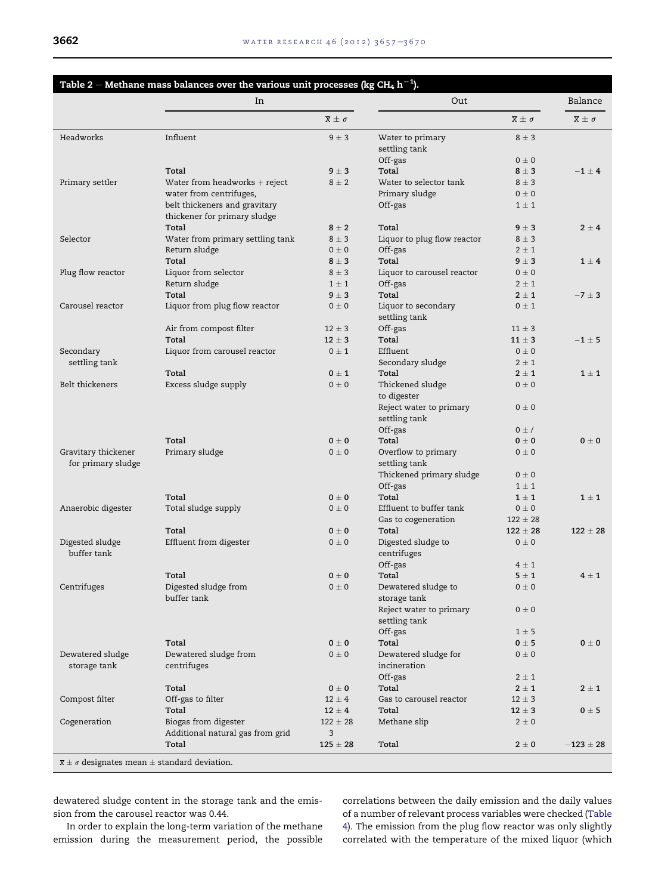**Table 2 – Methane mass balances over the various unit processes (kg $CH_4$ $h^{-1}$).**

| | In | | Out | | Balance |
|---|---|---|---|---|---|
| | | $\bar{x} \pm \sigma$ | | $\bar{x} \pm \sigma$ | $\bar{x} \pm \sigma$ |
| Headworks | Influent | 9 ± 3 | Water to primary settling tank | 8 ± 3 | |
| | | | Off-gas | 0 ± 0 | |
| | **Total** | **9 ± 3** | **Total** | **8 ± 3** | **−1 ± 4** |
| Primary settler | Water from headworks + reject water from centrifuges, belt thickeners and gravitary thickener for primary sludge | 8 ± 2 | Water to selector tank | 8 ± 3 | |
| | | | Primary sludge | 0 ± 0 | |
| | | | Off-gas | 1 ± 1 | |
| | **Total** | **8 ± 2** | **Total** | **9 ± 3** | **2 ± 4** |
| Selector | Water from primary settling tank | 8 ± 3 | Liquor to plug flow reactor | 8 ± 3 | |
| | Return sludge | 0 ± 0 | Off-gas | 2 ± 1 | |
| | **Total** | **8 ± 3** | **Total** | **9 ± 3** | **1 ± 4** |
| Plug flow reactor | Liquor from selector | 8 ± 3 | Liquor to carousel reactor | 0 ± 0 | |
| | Return sludge | 1 ± 1 | Off-gas | 2 ± 1 | |
| | **Total** | **9 ± 3** | **Total** | **2 ± 1** | **−7 ± 3** |
| Carousel reactor | Liquor from plug flow reactor | 0 ± 0 | Liquor to secondary settling tank | 0 ± 1 | |
| | Air from compost filter | 12 ± 3 | Off-gas | 11 ± 3 | |
| | **Total** | **12 ± 3** | **Total** | **11 ± 3** | **−1 ± 5** |
| Secondary settling tank | Liquor from carousel reactor | 0 ± 1 | Effluent | 0 ± 0 | |
| | | | Secondary sludge | 2 ± 1 | |
| | **Total** | **0 ± 1** | **Total** | **2 ± 1** | **1 ± 1** |
| Belt thickeners | Excess sludge supply | 0 ± 0 | Thickened sludge to digester | 0 ± 0 | |
| | | | Reject water to primary settling tank | 0 ± 0 | |
| | | | Off-gas | 0 ± / | |
| | **Total** | **0 ± 0** | **Total** | **0 ± 0** | **0 ± 0** |
| Gravitary thickener for primary sludge | Primary sludge | 0 ± 0 | Overflow to primary settling tank | 0 ± 0 | |
| | | | Thickened primary sludge | 0 ± 0 | |
| | | | Off-gas | 1 ± 1 | |
| | **Total** | **0 ± 0** | **Total** | **1 ± 1** | **1 ± 1** |
| Anaerobic digester | Total sludge supply | 0 ± 0 | Effluent to buffer tank | 0 ± 0 | |
| | | | Gas to cogeneration | 122 ± 28 | |
| | **Total** | **0 ± 0** | **Total** | **122 ± 28** | **122 ± 28** |
| Digested sludge buffer tank | Effluent from digester | 0 ± 0 | Digested sludge to centrifuges | 0 ± 0 | |
| | | | Off-gas | 4 ± 1 | |
| | **Total** | **0 ± 0** | **Total** | **5 ± 1** | **4 ± 1** |
| Centrifuges | Digested sludge from buffer tank | 0 ± 0 | Dewatered sludge to storage tank | 0 ± 0 | |
| | | | Reject water to primary settling tank | 0 ± 0 | |
| | | | Off-gas | 1 ± 5 | |
| | **Total** | **0 ± 0** | **Total** | **0 ± 5** | **0 ± 0** |
| Dewatered sludge storage tank | Dewatered sludge from centrifuges | 0 ± 0 | Dewatered sludge for incineration | 0 ± 0 | |
| | | | Off-gas | 2 ± 1 | |
| | **Total** | **0 ± 0** | **Total** | **2 ± 1** | **2 ± 1** |
| Compost filter | Off-gas to filter | 12 ± 4 | Gas to carousel reactor | 12 ± 3 | |
| | **Total** | **12 ± 4** | **Total** | **12 ± 3** | **0 ± 5** |
| Cogeneration | Biogas from digester | 122 ± 28 | Methane slip | 2 ± 0 | |
| | Additional natural gas from grid | 3 | | | |
| | **Total** | **125 ± 28** | **Total** | **2 ± 0** | **−123 ± 28** |

$\bar{x} \pm \sigma$ designates mean ± standard deviation.

dewatered sludge content in the storage tank and the emission from the carousel reactor was 0.44.

In order to explain the long-term variation of the methane emission during the measurement period, the possible correlations between the daily emission and the daily values of a number of relevant process variables were checked (Table 4). The emission from the plug flow reactor was only slightly correlated with the temperature of the mixed liquor (which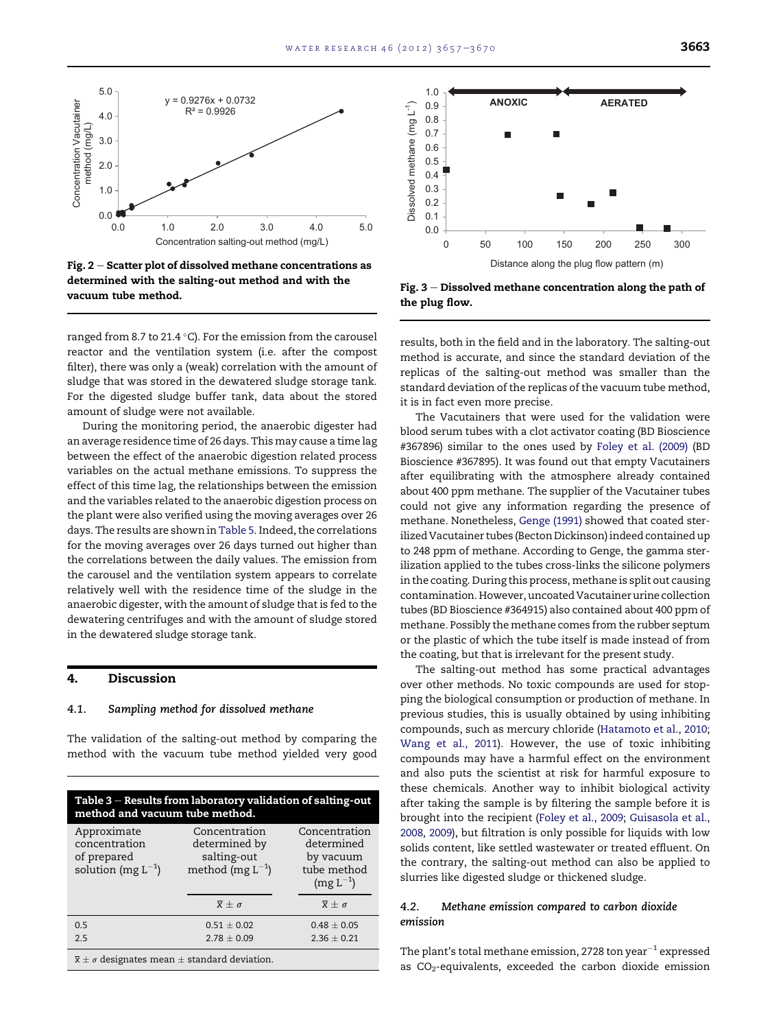Fig. 2 – Scatter plot of dissolved methane concentrations as determined with the salting-out method and with the vacuum tube method.

Fig. 3 – Dissolved methane concentration along the path of the plug flow.

ranged from 8.7 to 21.4 °C). For the emission from the carousel reactor and the ventilation system (i.e. after the compost filter), there was only a (weak) correlation with the amount of sludge that was stored in the dewatered sludge storage tank. For the digested sludge buffer tank, data about the stored amount of sludge were not available.

During the monitoring period, the anaerobic digester had an average residence time of 26 days. This may cause a time lag between the effect of the anaerobic digestion related process variables on the actual methane emissions. To suppress the effect of this time lag, the relationships between the emission and the variables related to the anaerobic digestion process on the plant were also verified using the moving averages over 26 days. The results are shown in Table 5. Indeed, the correlations for the moving averages over 26 days turned out higher than the correlations between the daily values. The emission from the carousel and the ventilation system appears to correlate relatively well with the residence time of the sludge in the anaerobic digester, with the amount of sludge that is fed to the dewatering centrifuges and with the amount of sludge stored in the dewatered sludge storage tank.

## 4. Discussion

### 4.1. Sampling method for dissolved methane

The validation of the salting-out method by comparing the method with the vacuum tube method yielded very good results, both in the field and in the laboratory. The salting-out method is accurate, and since the standard deviation of the replicas of the salting-out method was smaller than the standard deviation of the replicas of the vacuum tube method, it is in fact even more precise.

The Vacutainers that were used for the validation were blood serum tubes with a clot activator coating (BD Bioscience #367896) similar to the ones used by Foley et al. (2009) (BD Bioscience #367895). It was found out that empty Vacutainers after equilibrating with the atmosphere already contained about 400 ppm methane. The supplier of the Vacutainer tubes could not give any information regarding the presence of methane. Nonetheless, Genge (1991) showed that coated sterilized Vacutainer tubes (Becton Dickinson) indeed contained up to 248 ppm of methane. According to Genge, the gamma sterilization applied to the tubes cross-links the silicone polymers in the coating. During this process, methane is split out causing contamination. However, uncoated Vacutainer urine collection tubes (BD Bioscience #364915) also contained about 400 ppm of methane. Possibly the methane comes from the rubber septum or the plastic of which the tube itself is made instead of from the coating, but that is irrelevant for the present study.

The salting-out method has some practical advantages over other methods. No toxic compounds are used for stopping the biological consumption or production of methane. In previous studies, this is usually obtained by using inhibiting compounds, such as mercury chloride (Hatamoto et al., 2010; Wang et al., 2011). However, the use of toxic inhibiting compounds may have a harmful effect on the environment and also puts the scientist at risk for harmful exposure to these chemicals. Another way to inhibit biological activity after taking the sample is by filtering the sample before it is brought into the recipient (Foley et al., 2009; Guisasola et al., 2008, 2009), but filtration is only possible for liquids with low solids content, like settled wastewater or treated effluent. On the contrary, the salting-out method can also be applied to slurries like digested sludge or thickened sludge.

**Table 3 – Results from laboratory validation of salting-out method and vacuum tube method.**

| Approximate concentration of prepared solution (mg $L^{-1}$) | Concentration determined by salting-out method (mg $L^{-1}$) | Concentration determined by vacuum tube method (mg $L^{-1}$) |
|---|---|---|
| | $\bar{x} \pm \sigma$ | $\bar{x} \pm \sigma$ |
| 0.5 | 0.51 ± 0.02 | 0.48 ± 0.05 |
| 2.5 | 2.78 ± 0.09 | 2.36 ± 0.21 |

$\bar{x} \pm \sigma$ designates mean ± standard deviation.

### 4.2. Methane emission compared to carbon dioxide emission

The plant's total methane emission, 2728 ton $year^{-1}$ expressed as $CO_2$-equivalents, exceeded the carbon dioxide emission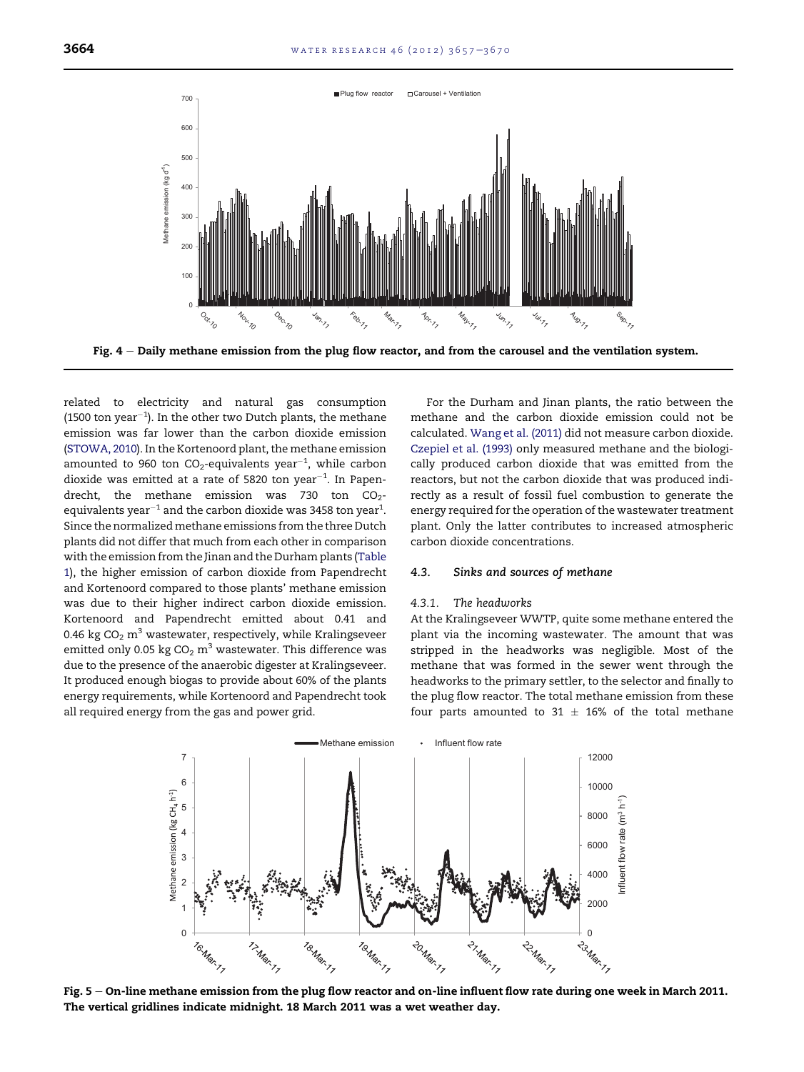Fig. 4 – Daily methane emission from the plug flow reactor, and from the carousel and the ventilation system.

related to electricity and natural gas consumption (1500 ton $year^{-1}$). In the other two Dutch plants, the methane emission was far lower than the carbon dioxide emission (STOWA, 2010). In the Kortenoord plant, the methane emission amounted to 960 ton $CO_2$-equivalents $year^{-1}$, while carbon dioxide was emitted at a rate of 5820 ton $year^{-1}$. In Papendrecht, the methane emission was 730 ton $CO_2$-equivalents $year^{-1}$ and the carbon dioxide was 3458 ton $year^1$. Since the normalized methane emissions from the three Dutch plants did not differ that much from each other in comparison with the emission from the Jinan and the Durham plants (Table 1), the higher emission of carbon dioxide from Papendrecht and Kortenoord compared to those plants' methane emission was due to their higher indirect carbon dioxide emission. Kortenoord and Papendrecht emitted about 0.41 and 0.46 kg $CO_2$ $m^3$ wastewater, respectively, while Kralingseveer emitted only 0.05 kg $CO_2$ $m^3$ wastewater. This difference was due to the presence of the anaerobic digester at Kralingseveer. It produced enough biogas to provide about 60% of the plants energy requirements, while Kortenoord and Papendrecht took all required energy from the gas and power grid.

For the Durham and Jinan plants, the ratio between the methane and the carbon dioxide emission could not be calculated. Wang et al. (2011) did not measure carbon dioxide. Czepiel et al. (1993) only measured methane and the biologically produced carbon dioxide that was emitted from the reactors, but not the carbon dioxide that was produced indirectly as a result of fossil fuel combustion to generate the energy required for the operation of the wastewater treatment plant. Only the latter contributes to increased atmospheric carbon dioxide concentrations.

### 4.3. Sinks and sources of methane

#### 4.3.1. The headworks

At the Kralingseveer WWTP, quite some methane entered the plant via the incoming wastewater. The amount that was stripped in the headworks was negligible. Most of the methane that was formed in the sewer went through the headworks to the primary settler, to the selector and finally to the plug flow reactor. The total methane emission from these four parts amounted to 31 ± 16% of the total methane

Fig. 5 – On-line methane emission from the plug flow reactor and on-line influent flow rate during one week in March 2011. The vertical gridlines indicate midnight. 18 March 2011 was a wet weather day.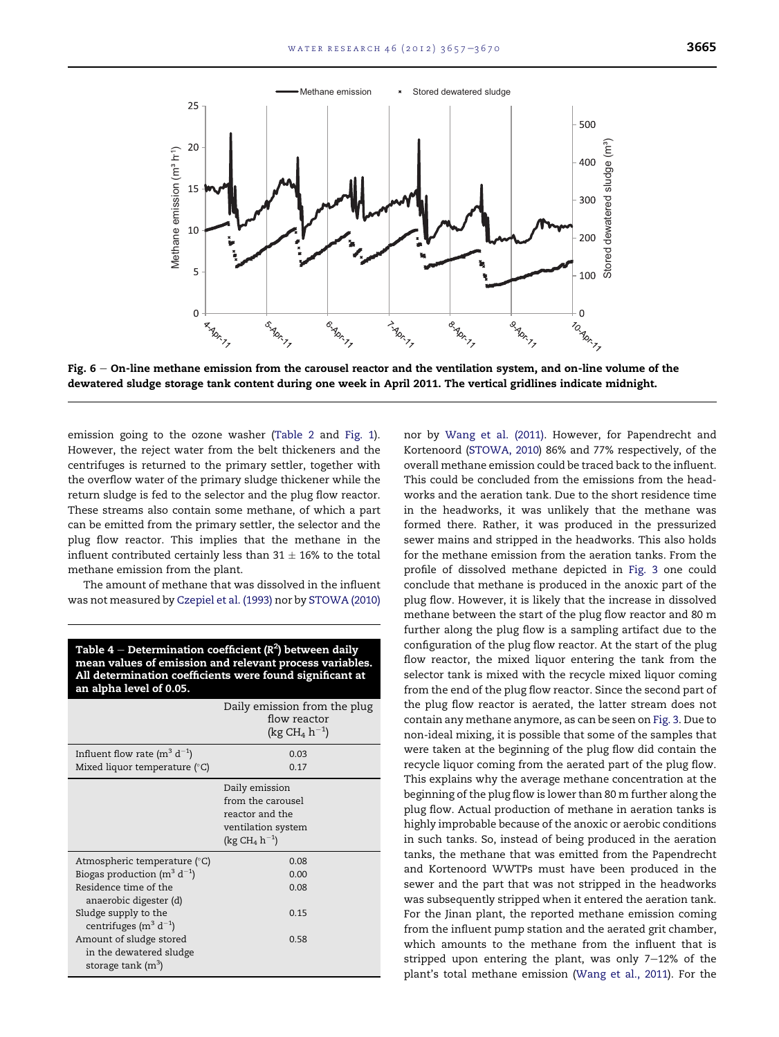Fig. 6 – On-line methane emission from the carousel reactor and the ventilation system, and on-line volume of the dewatered sludge storage tank content during one week in April 2011. The vertical gridlines indicate midnight.

emission going to the ozone washer (Table 2 and Fig. 1). However, the reject water from the belt thickeners and the centrifuges is returned to the primary settler, together with the overflow water of the primary sludge thickener while the return sludge is fed to the selector and the plug flow reactor. These streams also contain some methane, of which a part can be emitted from the primary settler, the selector and the plug flow reactor. This implies that the methane in the influent contributed certainly less than 31 ± 16% to the total methane emission from the plant.

The amount of methane that was dissolved in the influent was not measured by Czepiel et al. (1993) nor by STOWA (2010) nor by Wang et al. (2011). However, for Papendrecht and Kortenoord (STOWA, 2010) 86% and 77% respectively, of the overall methane emission could be traced back to the influent. This could be concluded from the emissions from the headworks and the aeration tank. Due to the short residence time in the headworks, it was unlikely that the methane was formed there. Rather, it was produced in the pressurized sewer mains and stripped in the headworks. This also holds for the methane emission from the aeration tanks. From the profile of dissolved methane depicted in Fig. 3 one could conclude that methane is produced in the anoxic part of the plug flow. However, it is likely that the increase in dissolved methane between the start of the plug flow reactor and 80 m further along the plug flow is a sampling artifact due to the configuration of the plug flow reactor. At the start of the plug flow reactor, the mixed liquor entering the tank from the selector tank is mixed with the recycle mixed liquor coming from the end of the plug flow reactor. Since the second part of the plug flow reactor is aerated, the latter stream does not contain any methane anymore, as can be seen on Fig. 3. Due to non-ideal mixing, it is possible that some of the samples that were taken at the beginning of the plug flow did contain the recycle liquor coming from the aerated part of the plug flow. This explains why the average methane concentration at the beginning of the plug flow is lower than 80 m further along the plug flow. Actual production of methane in aeration tanks is highly improbable because of the anoxic or aerobic conditions in such tanks. So, instead of being produced in the aeration tanks, the methane that was emitted from the Papendrecht and Kortenoord WWTPs must have been produced in the sewer and the part that was not stripped in the headworks was subsequently stripped when it entered the aeration tank. For the Jinan plant, the reported methane emission coming from the influent pump station and the aerated grit chamber, which amounts to the methane from the influent that is stripped upon entering the plant, was only 7–12% of the plant's total methane emission (Wang et al., 2011). For the

**Table 4 – Determination coefficient ($R^2$) between daily mean values of emission and relevant process variables. All determination coefficients were found significant at an alpha level of 0.05.**

| | Daily emission from the plug flow reactor (kg $CH_4$ $h^{-1}$) |
|---|---|
| Influent flow rate ($m^3$ $d^{-1}$) | 0.03 |
| Mixed liquor temperature (°C) | 0.17 |
| | **Daily emission from the carousel reactor and the ventilation system (kg $CH_4$ $h^{-1}$)** |
| Atmospheric temperature (°C) | 0.08 |
| Biogas production ($m^3$ $d^{-1}$) | 0.00 |
| Residence time of the anaerobic digester (d) | 0.08 |
| Sludge supply to the centrifuges ($m^3$ $d^{-1}$) | 0.15 |
| Amount of sludge stored in the dewatered sludge storage tank ($m^3$) | 0.58 |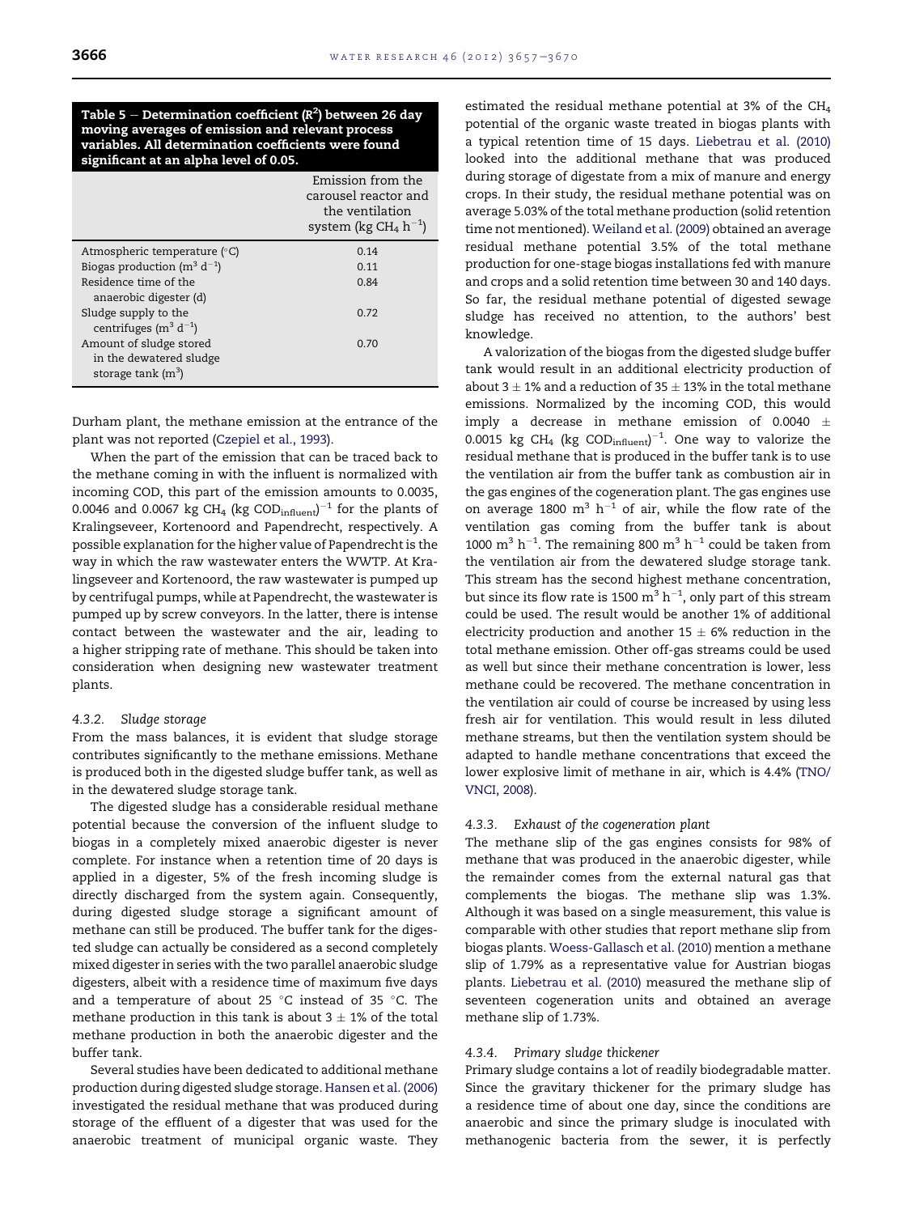**Table 5 – Determination coefficient ($R^2$) between 26 day moving averages of emission and relevant process variables. All determination coefficients were found significant at an alpha level of 0.05.**

| | Emission from the carousel reactor and the ventilation system (kg $CH_4$ $h^{-1}$) |
|---|---|
| Atmospheric temperature (°C) | 0.14 |
| Biogas production ($m^3$ $d^{-1}$) | 0.11 |
| Residence time of the anaerobic digester (d) | 0.84 |
| Sludge supply to the centrifuges ($m^3$ $d^{-1}$) | 0.72 |
| Amount of sludge stored in the dewatered sludge storage tank ($m^3$) | 0.70 |

Durham plant, the methane emission at the entrance of the plant was not reported (Czepiel et al., 1993).

When the part of the emission that can be traced back to the methane coming in with the influent is normalized with incoming COD, this part of the emission amounts to 0.0035, 0.0046 and 0.0067 kg $CH_4$ (kg $COD_{influent}$)$^{-1}$ for the plants of Kralingseveer, Kortenoord and Papendrecht, respectively. A possible explanation for the higher value of Papendrecht is the way in which the raw wastewater enters the WWTP. At Kralingseveer and Kortenoord, the raw wastewater is pumped up by centrifugal pumps, while at Papendrecht, the wastewater is pumped up by screw conveyors. In the latter, there is intense contact between the wastewater and the air, leading to a higher stripping rate of methane. This should be taken into consideration when designing new wastewater treatment plants.

### 4.3.2. Sludge storage

From the mass balances, it is evident that sludge storage contributes significantly to the methane emissions. Methane is produced both in the digested sludge buffer tank, as well as in the dewatered sludge storage tank.

The digested sludge has a considerable residual methane potential because the conversion of the influent sludge to biogas in a completely mixed anaerobic digester is never complete. For instance when a retention time of 20 days is applied in a digester, 5% of the fresh incoming sludge is directly discharged from the system again. Consequently, during digested sludge storage a significant amount of methane can still be produced. The buffer tank for the digested sludge can actually be considered as a second completely mixed digester in series with the two parallel anaerobic sludge digesters, albeit with a residence time of maximum five days and a temperature of about 25 °C instead of 35 °C. The methane production in this tank is about 3 ± 1% of the total methane production in both the anaerobic digester and the buffer tank.

Several studies have been dedicated to additional methane production during digested sludge storage. Hansen et al. (2006) investigated the residual methane that was produced during storage of the effluent of a digester that was used for the anaerobic treatment of municipal organic waste. They estimated the residual methane potential at 3% of the $CH_4$ potential of the organic waste treated in biogas plants with a typical retention time of 15 days. Liebetrau et al. (2010) looked into the additional methane that was produced during storage of digestate from a mix of manure and energy crops. In their study, the residual methane potential was on average 5.03% of the total methane production (solid retention time not mentioned). Weiland et al. (2009) obtained an average residual methane potential 3.5% of the total methane production for one-stage biogas installations fed with manure and crops and a solid retention time between 30 and 140 days. So far, the residual methane potential of digested sewage sludge has received no attention, to the authors' best knowledge.

A valorization of the biogas from the digested sludge buffer tank would result in an additional electricity production of about 3 ± 1% and a reduction of 35 ± 13% in the total methane emissions. Normalized by the incoming COD, this would imply a decrease in methane emission of 0.0040 ± 0.0015 kg $CH_4$ (kg $COD_{influent}$)$^{-1}$. One way to valorize the residual methane that is produced in the buffer tank is to use the ventilation air from the buffer tank as combustion air in the gas engines of the cogeneration plant. The gas engines use on average 1800 $m^3$ $h^{-1}$ of air, while the flow rate of the ventilation gas coming from the buffer tank is about 1000 $m^3$ $h^{-1}$. The remaining 800 $m^3$ $h^{-1}$ could be taken from the ventilation air from the dewatered sludge storage tank. This stream has the second highest methane concentration, but since its flow rate is 1500 $m^3$ $h^{-1}$, only part of this stream could be used. The result would be another 1% of additional electricity production and another 15 ± 6% reduction in the total methane emission. Other off-gas streams could be used as well but since their methane concentration is lower, less methane could be recovered. The methane concentration in the ventilation air could of course be increased by using less fresh air for ventilation. This would result in less diluted methane streams, but then the ventilation system should be adapted to handle methane concentrations that exceed the lower explosive limit of methane in air, which is 4.4% (TNO/VNCI, 2008).

### 4.3.3. Exhaust of the cogeneration plant

The methane slip of the gas engines consists for 98% of methane that was produced in the anaerobic digester, while the remainder comes from the external natural gas that complements the biogas. The methane slip was 1.3%. Although it was based on a single measurement, this value is comparable with other studies that report methane slip from biogas plants. Woess-Gallasch et al. (2010) mention a methane slip of 1.79% as a representative value for Austrian biogas plants. Liebetrau et al. (2010) measured the methane slip of seventeen cogeneration units and obtained an average methane slip of 1.73%.

### 4.3.4. Primary sludge thickener

Primary sludge contains a lot of readily biodegradable matter. Since the gravitary thickener for the primary sludge has a residence time of about one day, since the conditions are anaerobic and since the primary sludge is inoculated with methanogenic bacteria from the sewer, it is perfectly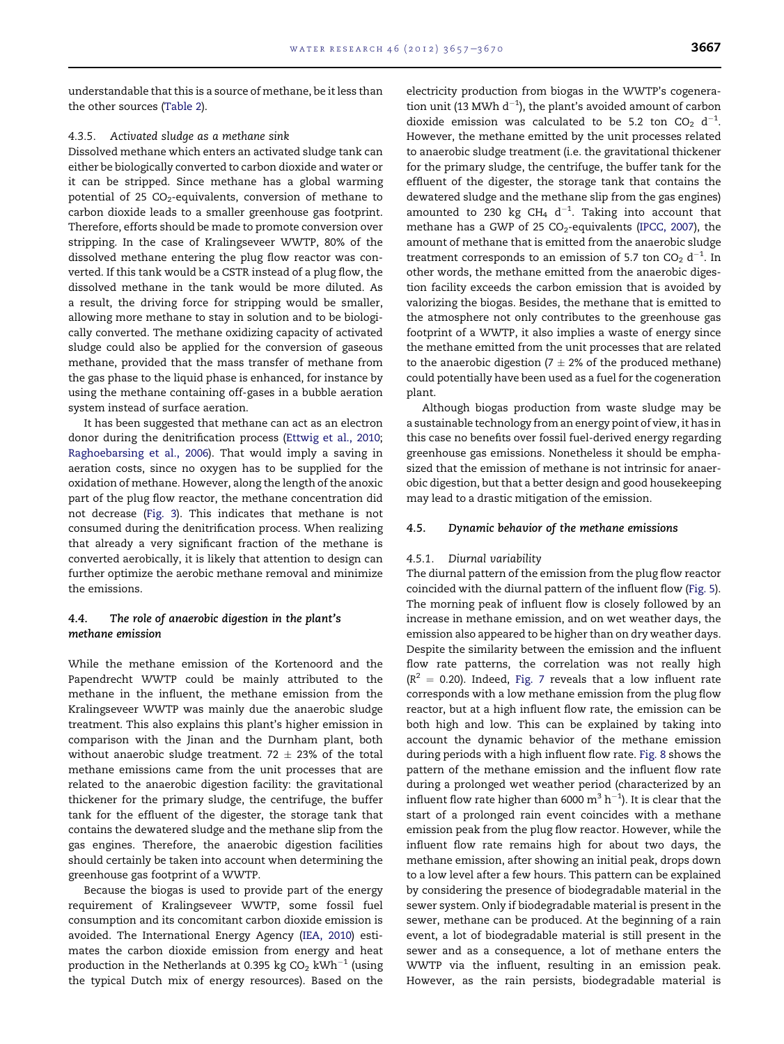understandable that this is a source of methane, be it less than the other sources (Table 2).

#### 4.3.5. Activated sludge as a methane sink

Dissolved methane which enters an activated sludge tank can either be biologically converted to carbon dioxide and water or it can be stripped. Since methane has a global warming potential of 25 $CO_2$-equivalents, conversion of methane to carbon dioxide leads to a smaller greenhouse gas footprint. Therefore, efforts should be made to promote conversion over stripping. In the case of Kralingseveer WWTP, 80% of the dissolved methane entering the plug flow reactor was converted. If this tank would be a CSTR instead of a plug flow, the dissolved methane in the tank would be more diluted. As a result, the driving force for stripping would be smaller, allowing more methane to stay in solution and to be biologically converted. The methane oxidizing capacity of activated sludge could also be applied for the conversion of gaseous methane, provided that the mass transfer of methane from the gas phase to the liquid phase is enhanced, for instance by using the methane containing off-gases in a bubble aeration system instead of surface aeration.

It has been suggested that methane can act as an electron donor during the denitrification process (Ettwig et al., 2010; Raghoebarsing et al., 2006). That would imply a saving in aeration costs, since no oxygen has to be supplied for the oxidation of methane. However, along the length of the anoxic part of the plug flow reactor, the methane concentration did not decrease (Fig. 3). This indicates that methane is not consumed during the denitrification process. When realizing that already a very significant fraction of the methane is converted aerobically, it is likely that attention to design can further optimize the aerobic methane removal and minimize the emissions.

### 4.4. The role of anaerobic digestion in the plant's methane emission

While the methane emission of the Kortenoord and the Papendrecht WWTP could be mainly attributed to the methane in the influent, the methane emission from the Kralingseveer WWTP was mainly due the anaerobic sludge treatment. This also explains this plant's higher emission in comparison with the Jinan and the Durnham plant, both without anaerobic sludge treatment. 72 ± 23% of the total methane emissions came from the unit processes that are related to the anaerobic digestion facility: the gravitational thickener for the primary sludge, the centrifuge, the buffer tank for the effluent of the digester, the storage tank that contains the dewatered sludge and the methane slip from the gas engines. Therefore, the anaerobic digestion facilities should certainly be taken into account when determining the greenhouse gas footprint of a WWTP.

Because the biogas is used to provide part of the energy requirement of Kralingseveer WWTP, some fossil fuel consumption and its concomitant carbon dioxide emission is avoided. The International Energy Agency (IEA, 2010) estimates the carbon dioxide emission from energy and heat production in the Netherlands at 0.395 kg $CO_2$ $kWh^{-1}$ (using the typical Dutch mix of energy resources). Based on the electricity production from biogas in the WWTP's cogeneration unit (13 MWh $d^{-1}$), the plant's avoided amount of carbon dioxide emission was calculated to be 5.2 ton $CO_2$ $d^{-1}$. However, the methane emitted by the unit processes related to anaerobic sludge treatment (i.e. the gravitational thickener for the primary sludge, the centrifuge, the buffer tank for the effluent of the digester, the storage tank that contains the dewatered sludge and the methane slip from the gas engines) amounted to 230 kg $CH_4$ $d^{-1}$. Taking into account that methane has a GWP of 25 $CO_2$-equivalents (IPCC, 2007), the amount of methane that is emitted from the anaerobic sludge treatment corresponds to an emission of 5.7 ton $CO_2$ $d^{-1}$. In other words, the methane emitted from the anaerobic digestion facility exceeds the carbon emission that is avoided by valorizing the biogas. Besides, the methane that is emitted to the atmosphere not only contributes to the greenhouse gas footprint of a WWTP, it also implies a waste of energy since the methane emitted from the unit processes that are related to the anaerobic digestion (7 ± 2% of the produced methane) could potentially have been used as a fuel for the cogeneration plant.

Although biogas production from waste sludge may be a sustainable technology from an energy point of view, it has in this case no benefits over fossil fuel-derived energy regarding greenhouse gas emissions. Nonetheless it should be emphasized that the emission of methane is not intrinsic for anaerobic digestion, but that a better design and good housekeeping may lead to a drastic mitigation of the emission.

### 4.5. Dynamic behavior of the methane emissions

#### 4.5.1. Diurnal variability

The diurnal pattern of the emission from the plug flow reactor coincided with the diurnal pattern of the influent flow (Fig. 5). The morning peak of influent flow is closely followed by an increase in methane emission, and on wet weather days, the emission also appeared to be higher than on dry weather days. Despite the similarity between the emission and the influent flow rate patterns, the correlation was not really high ($R^2$ = 0.20). Indeed, Fig. 7 reveals that a low influent rate corresponds with a low methane emission from the plug flow reactor, but at a high influent flow rate, the emission can be both high and low. This can be explained by taking into account the dynamic behavior of the methane emission during periods with a high influent flow rate. Fig. 8 shows the pattern of the methane emission and the influent flow rate during a prolonged wet weather period (characterized by an influent flow rate higher than 6000 $m^3$ $h^{-1}$). It is clear that the start of a prolonged rain event coincides with a methane emission peak from the plug flow reactor. However, while the influent flow rate remains high for about two days, the methane emission, after showing an initial peak, drops down to a low level after a few hours. This pattern can be explained by considering the presence of biodegradable material in the sewer system. Only if biodegradable material is present in the sewer, methane can be produced. At the beginning of a rain event, a lot of biodegradable material is still present in the sewer and as a consequence, a lot of methane enters the WWTP via the influent, resulting in an emission peak. However, as the rain persists, biodegradable material is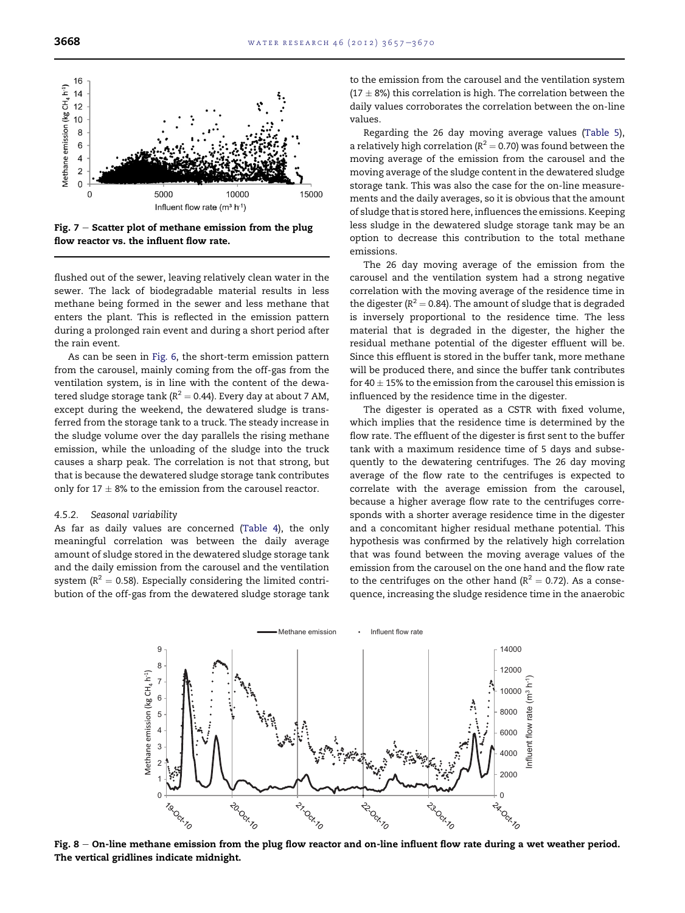Fig. 7 – Scatter plot of methane emission from the plug flow reactor vs. the influent flow rate.

flushed out of the sewer, leaving relatively clean water in the sewer. The lack of biodegradable material results in less methane being formed in the sewer and less methane that enters the plant. This is reflected in the emission pattern during a prolonged rain event and during a short period after the rain event.

As can be seen in Fig. 6, the short-term emission pattern from the carousel, mainly coming from the off-gas from the ventilation system, is in line with the content of the dewatered sludge storage tank ($R^2 = 0.44$). Every day at about 7 AM, except during the weekend, the dewatered sludge is transferred from the storage tank to a truck. The steady increase in the sludge volume over the day parallels the rising methane emission, while the unloading of the sludge into the truck causes a sharp peak. The correlation is not that strong, but that is because the dewatered sludge storage tank contributes only for 17 ± 8% to the emission from the carousel reactor.

### 4.5.2. Seasonal variability

As far as daily values are concerned (Table 4), the only meaningful correlation was between the daily average amount of sludge stored in the dewatered sludge storage tank and the daily emission from the carousel and the ventilation system ($R^2 = 0.58$). Especially considering the limited contribution of the off-gas from the dewatered sludge storage tank to the emission from the carousel and the ventilation system (17 ± 8%) this correlation is high. The correlation between the daily values corroborates the correlation between the on-line values.

Regarding the 26 day moving average values (Table 5), a relatively high correlation ($R^2 = 0.70$) was found between the moving average of the emission from the carousel and the moving average of the sludge content in the dewatered sludge storage tank. This was also the case for the on-line measurements and the daily averages, so it is obvious that the amount of sludge that is stored here, influences the emissions. Keeping less sludge in the dewatered sludge storage tank may be an option to decrease this contribution to the total methane emissions.

The 26 day moving average of the emission from the carousel and the ventilation system had a strong negative correlation with the moving average of the residence time in the digester ($R^2 = 0.84$). The amount of sludge that is degraded is inversely proportional to the residence time. The less material that is degraded in the digester, the higher the residual methane potential of the digester effluent will be. Since this effluent is stored in the buffer tank, more methane will be produced there, and since the buffer tank contributes for 40 ± 15% to the emission from the carousel this emission is influenced by the residence time in the digester.

The digester is operated as a CSTR with fixed volume, which implies that the residence time is determined by the flow rate. The effluent of the digester is first sent to the buffer tank with a maximum residence time of 5 days and subsequently to the dewatering centrifuges. The 26 day moving average of the flow rate to the centrifuges is expected to correlate with the average emission from the carousel, because a higher average flow rate to the centrifuges corresponds with a shorter average residence time in the digester and a concomitant higher residual methane potential. This hypothesis was confirmed by the relatively high correlation that was found between the moving average values of the emission from the carousel on the one hand and the flow rate to the centrifuges on the other hand ($R^2 = 0.72$). As a consequence, increasing the sludge residence time in the anaerobic

Fig. 8 – On-line methane emission from the plug flow reactor and on-line influent flow rate during a wet weather period. The vertical gridlines indicate midnight.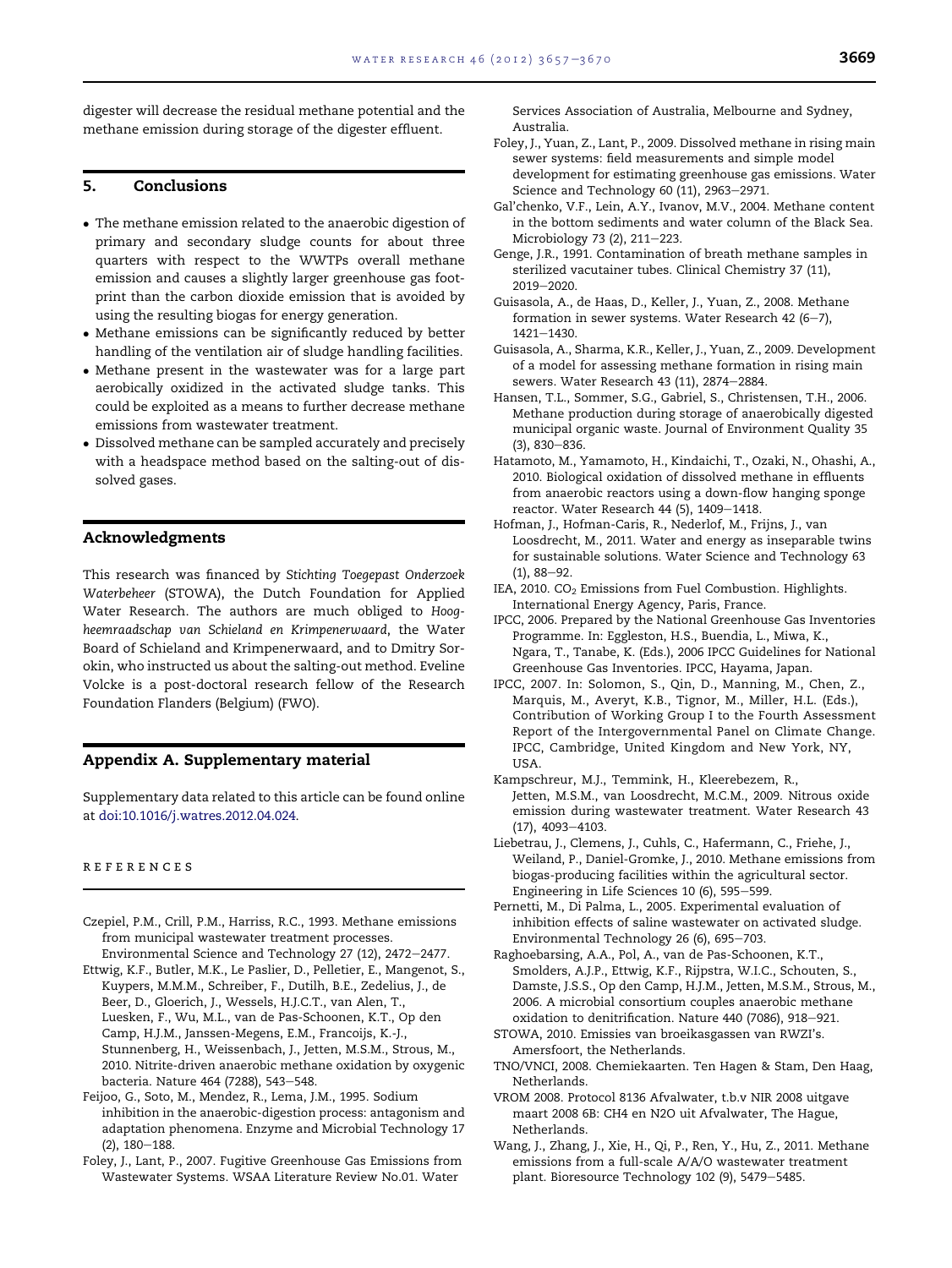digester will decrease the residual methane potential and the methane emission during storage of the digester effluent.

## 5. Conclusions

- The methane emission related to the anaerobic digestion of primary and secondary sludge counts for about three quarters with respect to the WWTPs overall methane emission and causes a slightly larger greenhouse gas footprint than the carbon dioxide emission that is avoided by using the resulting biogas for energy generation.
- Methane emissions can be significantly reduced by better handling of the ventilation air of sludge handling facilities.
- Methane present in the wastewater was for a large part aerobically oxidized in the activated sludge tanks. This could be exploited as a means to further decrease methane emissions from wastewater treatment.
- Dissolved methane can be sampled accurately and precisely with a headspace method based on the salting-out of dissolved gases.

## Acknowledgments

This research was financed by *Stichting Toegepast Onderzoek Waterbeheer* (STOWA), the Dutch Foundation for Applied Water Research. The authors are much obliged to *Hoogheemraadschap van Schieland en Krimpenerwaard*, the Water Board of Schieland and Krimpenerwaard, and to Dmitry Sorokin, who instructed us about the salting-out method. Eveline Volcke is a post-doctoral research fellow of the Research Foundation Flanders (Belgium) (FWO).

## Appendix A. Supplementary material

Supplementary data related to this article can be found online at doi:10.1016/j.watres.2012.04.024.

## REFERENCES

Czepiel, P.M., Crill, P.M., Harriss, R.C., 1993. Methane emissions from municipal wastewater treatment processes. Environmental Science and Technology 27 (12), 2472–2477.

Ettwig, K.F., Butler, M.K., Le Paslier, D., Pelletier, E., Mangenot, S., Kuypers, M.M.M., Schreiber, F., Dutilh, B.E., Zedelius, J., de Beer, D., Gloerich, J., Wessels, H.J.C.T., van Alen, T., Luesken, F., Wu, M.L., van de Pas-Schoonen, K.T., Op den Camp, H.J.M., Janssen-Megens, E.M., Francoijs, K.-J., Stunnenberg, H., Weissenbach, J., Jetten, M.S.M., Strous, M., 2010. Nitrite-driven anaerobic methane oxidation by oxygenic bacteria. Nature 464 (7288), 543–548.

Feijoo, G., Soto, M., Mendez, R., Lema, J.M., 1995. Sodium inhibition in the anaerobic-digestion process: antagonism and adaptation phenomena. Enzyme and Microbial Technology 17 (2), 180–188.

Foley, J., Lant, P., 2007. Fugitive Greenhouse Gas Emissions from Wastewater Systems. WSAA Literature Review No.01. Water Services Association of Australia, Melbourne and Sydney, Australia.

Foley, J., Yuan, Z., Lant, P., 2009. Dissolved methane in rising main sewer systems: field measurements and simple model development for estimating greenhouse gas emissions. Water Science and Technology 60 (11), 2963–2971.

Gal'chenko, V.F., Lein, A.Y., Ivanov, M.V., 2004. Methane content in the bottom sediments and water column of the Black Sea. Microbiology 73 (2), 211–223.

Genge, J.R., 1991. Contamination of breath methane samples in sterilized vacutainer tubes. Clinical Chemistry 37 (11), 2019–2020.

Guisasola, A., de Haas, D., Keller, J., Yuan, Z., 2008. Methane formation in sewer systems. Water Research 42 (6–7), 1421–1430.

Guisasola, A., Sharma, K.R., Keller, J., Yuan, Z., 2009. Development of a model for assessing methane formation in rising main sewers. Water Research 43 (11), 2874–2884.

Hansen, T.L., Sommer, S.G., Gabriel, S., Christensen, T.H., 2006. Methane production during storage of anaerobically digested municipal organic waste. Journal of Environment Quality 35 (3), 830–836.

Hatamoto, M., Yamamoto, H., Kindaichi, T., Ozaki, N., Ohashi, A., 2010. Biological oxidation of dissolved methane in effluents from anaerobic reactors using a down-flow hanging sponge reactor. Water Research 44 (5), 1409–1418.

Hofman, J., Hofman-Caris, R., Nederlof, M., Frijns, J., van Loosdrecht, M., 2011. Water and energy as inseparable twins for sustainable solutions. Water Science and Technology 63 (1), 88–92.

IEA, 2010. $CO_2$ Emissions from Fuel Combustion. Highlights. International Energy Agency, Paris, France.

IPCC, 2006. Prepared by the National Greenhouse Gas Inventories Programme. In: Eggleston, H.S., Buendia, L., Miwa, K., Ngara, T., Tanabe, K. (Eds.), 2006 IPCC Guidelines for National Greenhouse Gas Inventories. IPCC, Hayama, Japan.

IPCC, 2007. In: Solomon, S., Qin, D., Manning, M., Chen, Z., Marquis, M., Averyt, K.B., Tignor, M., Miller, H.L. (Eds.), Contribution of Working Group I to the Fourth Assessment Report of the Intergovernmental Panel on Climate Change. IPCC, Cambridge, United Kingdom and New York, NY, USA.

Kampschreur, M.J., Temmink, H., Kleerebezem, R., Jetten, M.S.M., van Loosdrecht, M.C.M., 2009. Nitrous oxide emission during wastewater treatment. Water Research 43 (17), 4093–4103.

Liebetrau, J., Clemens, J., Cuhls, C., Hafermann, C., Friehe, J., Weiland, P., Daniel-Gromke, J., 2010. Methane emissions from biogas-producing facilities within the agricultural sector. Engineering in Life Sciences 10 (6), 595–599.

Pernetti, M., Di Palma, L., 2005. Experimental evaluation of inhibition effects of saline wastewater on activated sludge. Environmental Technology 26 (6), 695–703.

Raghoebarsing, A.A., Pol, A., van de Pas-Schoonen, K.T., Smolders, A.J.P., Ettwig, K.F., Rijpstra, W.I.C., Schouten, S., Damste, J.S.S., Op den Camp, H.J.M., Jetten, M.S.M., Strous, M., 2006. A microbial consortium couples anaerobic methane oxidation to denitrification. Nature 440 (7086), 918–921.

STOWA, 2010. Emissies van broeikasgassen van RWZI's. Amersfoort, the Netherlands.

TNO/VNCI, 2008. Chemiekaarten. Ten Hagen & Stam, Den Haag, Netherlands.

VROM 2008. Protocol 8136 Afvalwater, t.b.v NIR 2008 uitgave maart 2008 6B: CH4 en N2O uit Afvalwater, The Hague, Netherlands.

Wang, J., Zhang, J., Xie, H., Qi, P., Ren, Y., Hu, Z., 2011. Methane emissions from a full-scale A/A/O wastewater treatment plant. Bioresource Technology 102 (9), 5479–5485.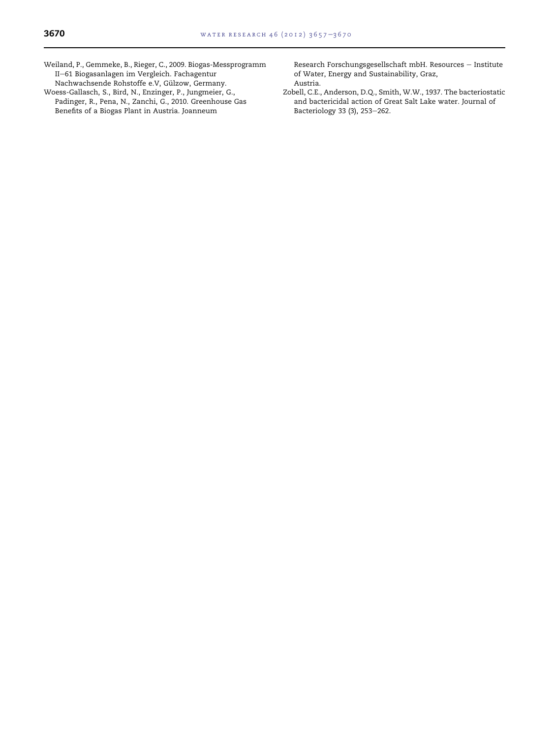Weiland, P., Gemmeke, B., Rieger, C., 2009. Biogas-Messprogramm II–61 Biogasanlagen im Vergleich. Fachagentur Nachwachsende Rohstoffe e.V, Gülzow, Germany.

Woess-Gallasch, S., Bird, N., Enzinger, P., Jungmeier, G., Padinger, R., Pena, N., Zanchi, G., 2010. Greenhouse Gas Benefits of a Biogas Plant in Austria. Joanneum Research Forschungsgesellschaft mbH. Resources – Institute of Water, Energy and Sustainability, Graz, Austria.

Zobell, C.E., Anderson, D.Q., Smith, W.W., 1937. The bacteriostatic and bactericidal action of Great Salt Lake water. Journal of Bacteriology 33 (3), 253–262.